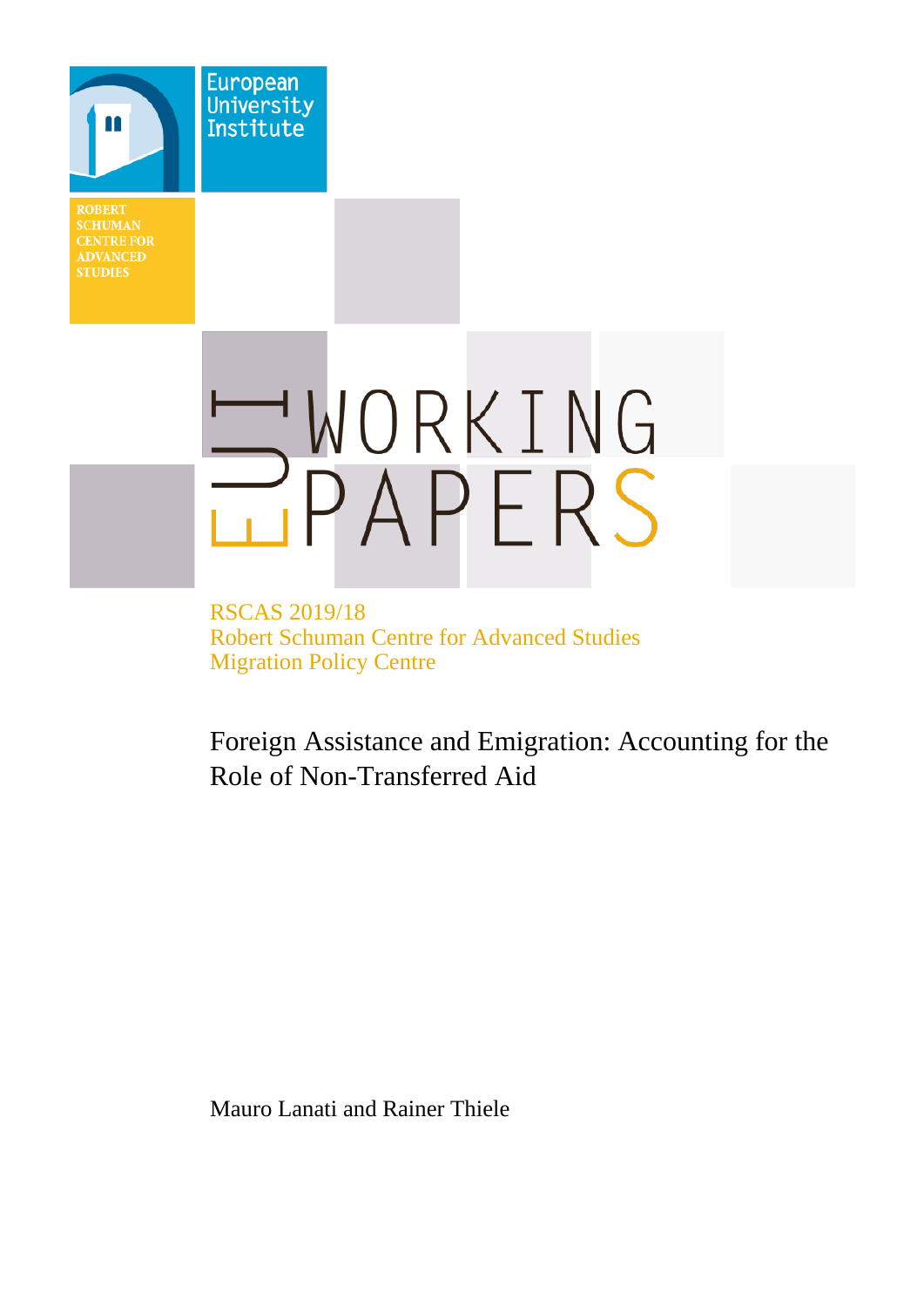European University Institute

ROBERT SCHUMAN CENTRE FOR ADVANCED STUDIES

EUI WORKING PAPERS

RSCAS 2019/18
Robert Schuman Centre for Advanced Studies
Migration Policy Centre

# Foreign Assistance and Emigration: Accounting for the Role of Non-Transferred Aid

Mauro Lanati and Rainer Thiele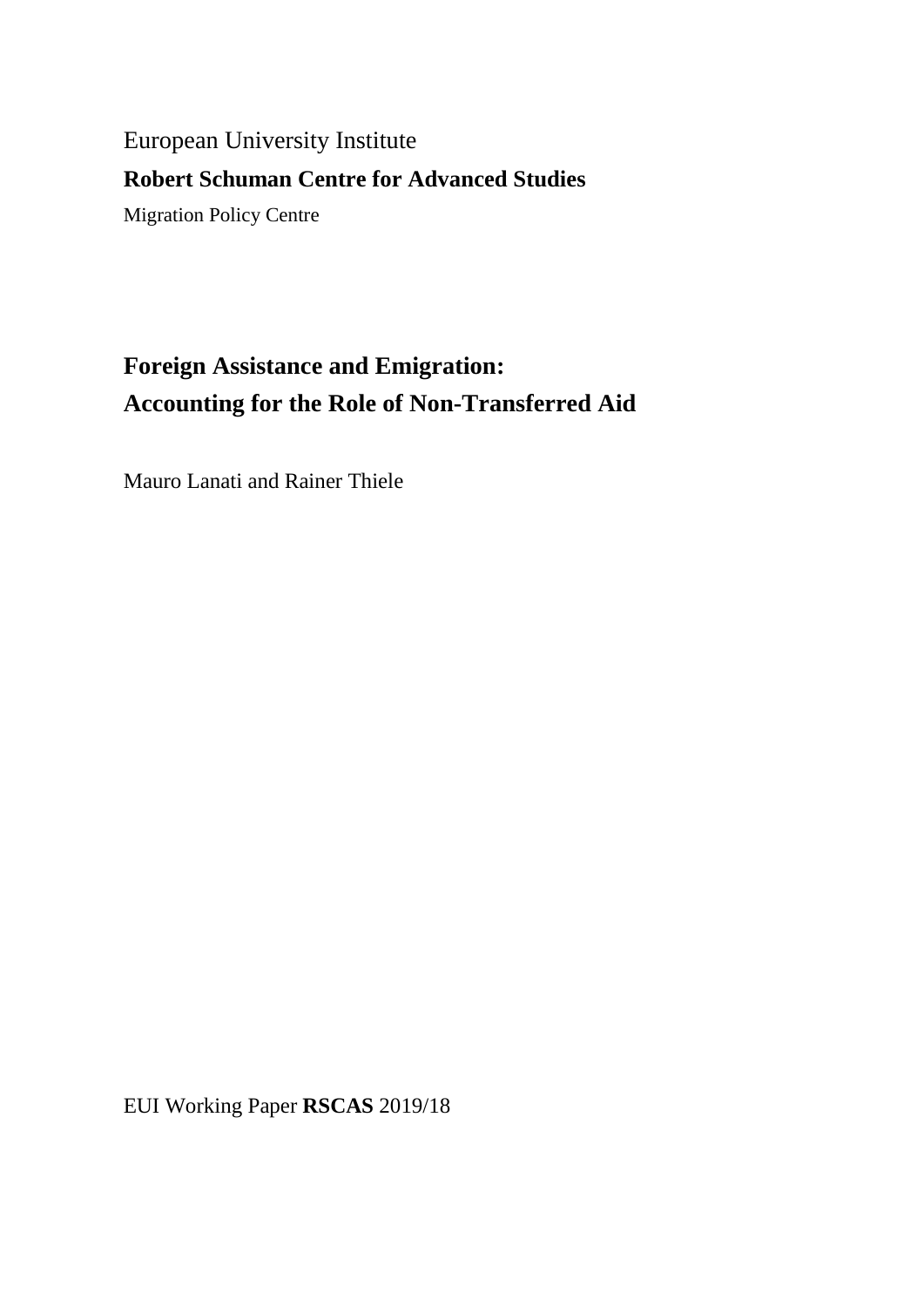European University Institute

**Robert Schuman Centre for Advanced Studies**

Migration Policy Centre

# Foreign Assistance and Emigration: Accounting for the Role of Non-Transferred Aid

Mauro Lanati and Rainer Thiele

EUI Working Paper **RSCAS** 2019/18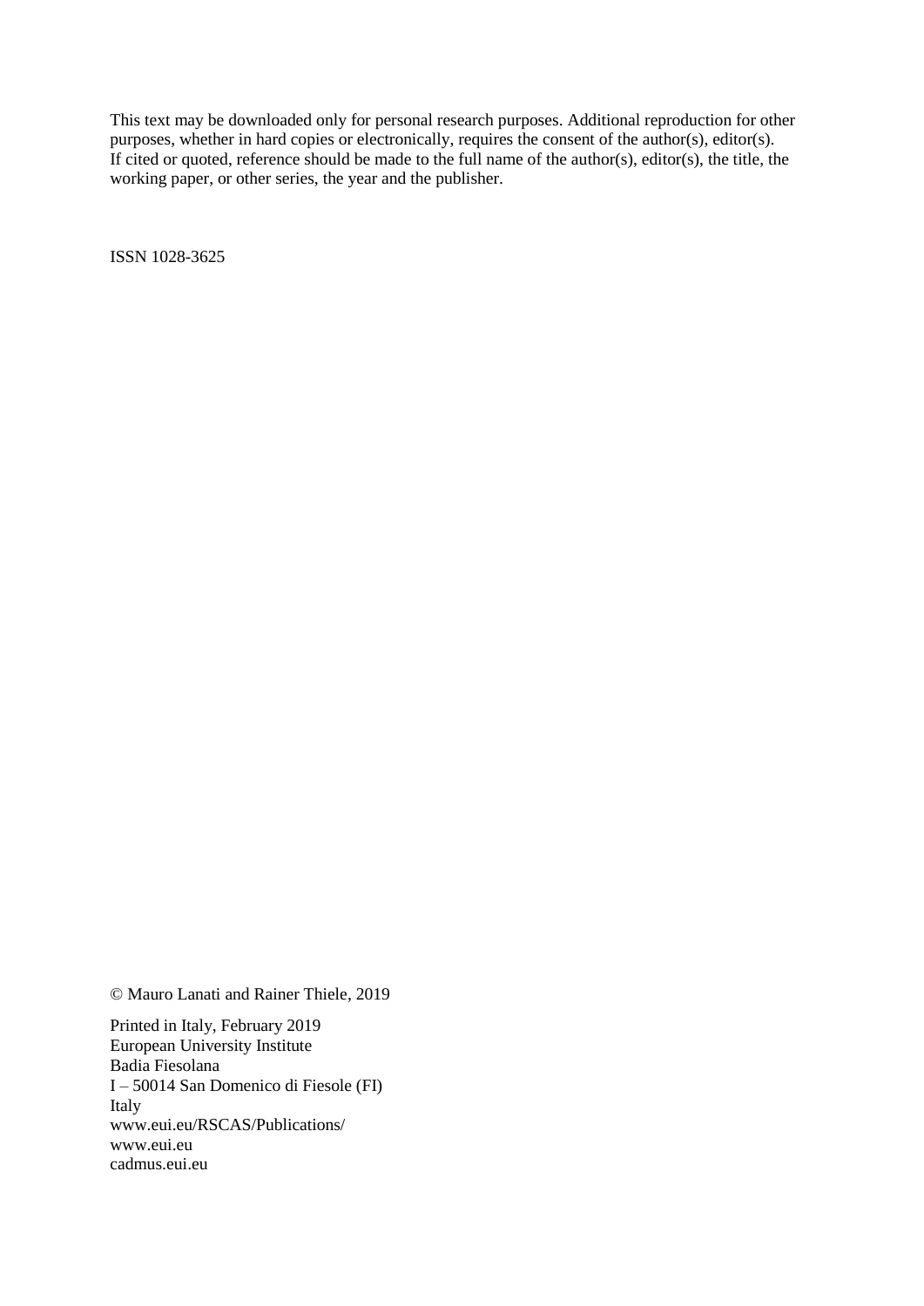This text may be downloaded only for personal research purposes. Additional reproduction for other purposes, whether in hard copies or electronically, requires the consent of the author(s), editor(s). If cited or quoted, reference should be made to the full name of the author(s), editor(s), the title, the working paper, or other series, the year and the publisher.

ISSN 1028-3625

© Mauro Lanati and Rainer Thiele, 2019

Printed in Italy, February 2019
European University Institute
Badia Fiesolana
I – 50014 San Domenico di Fiesole (FI)
Italy
www.eui.eu/RSCAS/Publications/
www.eui.eu
cadmus.eui.eu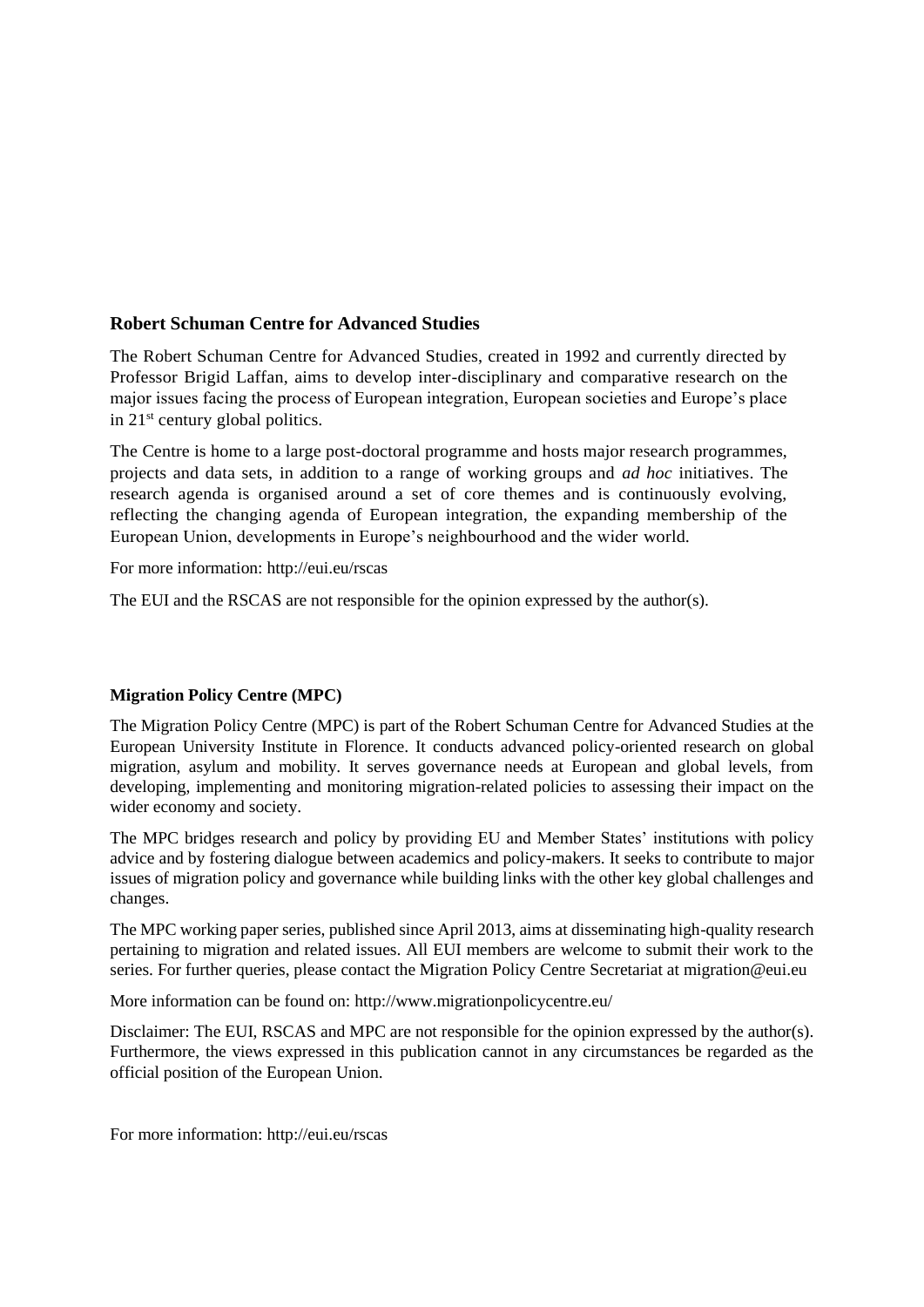## Robert Schuman Centre for Advanced Studies

The Robert Schuman Centre for Advanced Studies, created in 1992 and currently directed by Professor Brigid Laffan, aims to develop inter-disciplinary and comparative research on the major issues facing the process of European integration, European societies and Europe's place in 21st century global politics.

The Centre is home to a large post-doctoral programme and hosts major research programmes, projects and data sets, in addition to a range of working groups and *ad hoc* initiatives. The research agenda is organised around a set of core themes and is continuously evolving, reflecting the changing agenda of European integration, the expanding membership of the European Union, developments in Europe's neighbourhood and the wider world.

For more information: http://eui.eu/rscas

The EUI and the RSCAS are not responsible for the opinion expressed by the author(s).

### Migration Policy Centre (MPC)

The Migration Policy Centre (MPC) is part of the Robert Schuman Centre for Advanced Studies at the European University Institute in Florence. It conducts advanced policy-oriented research on global migration, asylum and mobility. It serves governance needs at European and global levels, from developing, implementing and monitoring migration-related policies to assessing their impact on the wider economy and society.

The MPC bridges research and policy by providing EU and Member States' institutions with policy advice and by fostering dialogue between academics and policy-makers. It seeks to contribute to major issues of migration policy and governance while building links with the other key global challenges and changes.

The MPC working paper series, published since April 2013, aims at disseminating high-quality research pertaining to migration and related issues. All EUI members are welcome to submit their work to the series. For further queries, please contact the Migration Policy Centre Secretariat at migration@eui.eu

More information can be found on: http://www.migrationpolicycentre.eu/

Disclaimer: The EUI, RSCAS and MPC are not responsible for the opinion expressed by the author(s). Furthermore, the views expressed in this publication cannot in any circumstances be regarded as the official position of the European Union.

For more information: http://eui.eu/rscas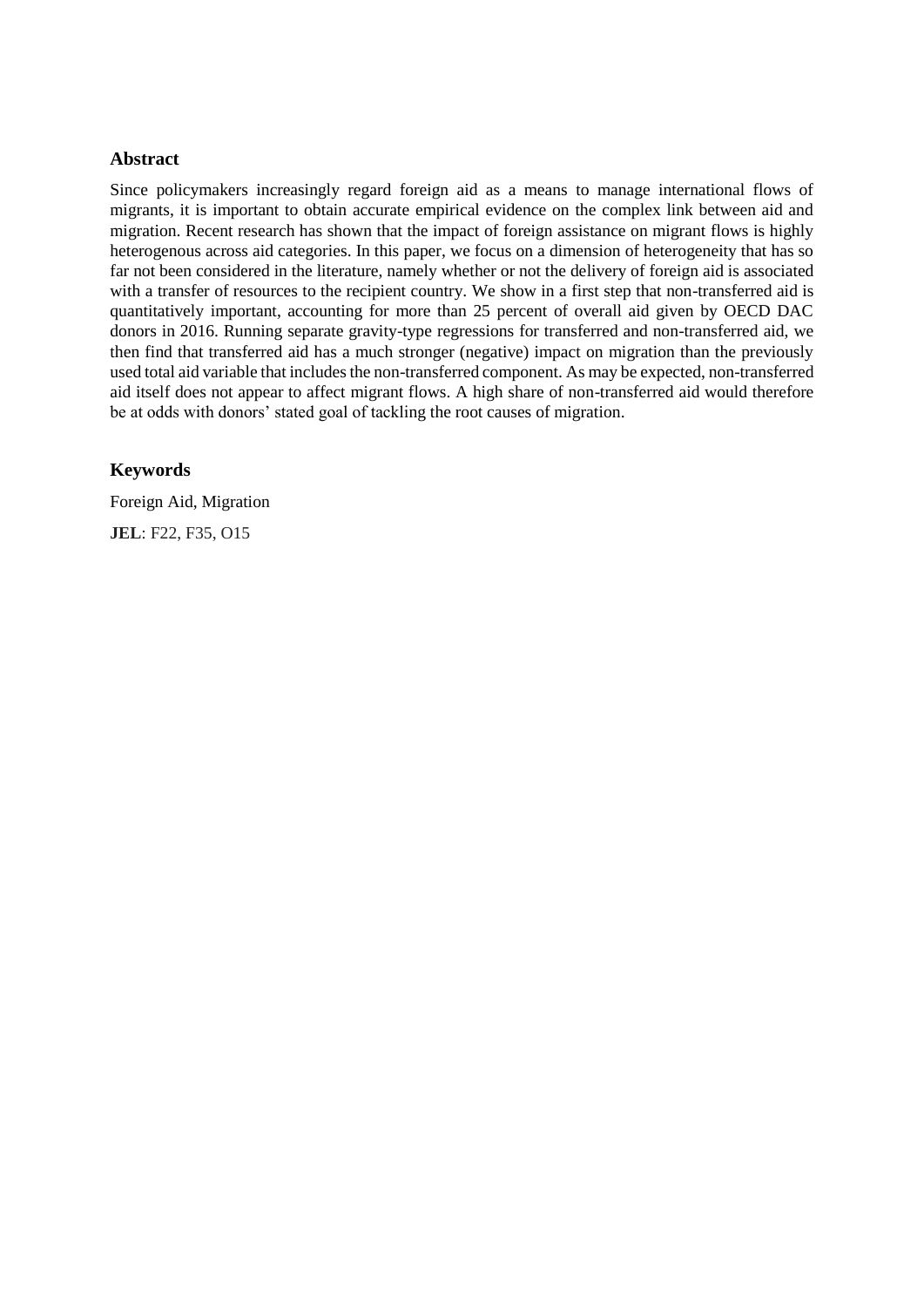## Abstract

Since policymakers increasingly regard foreign aid as a means to manage international flows of migrants, it is important to obtain accurate empirical evidence on the complex link between aid and migration. Recent research has shown that the impact of foreign assistance on migrant flows is highly heterogenous across aid categories. In this paper, we focus on a dimension of heterogeneity that has so far not been considered in the literature, namely whether or not the delivery of foreign aid is associated with a transfer of resources to the recipient country. We show in a first step that non-transferred aid is quantitatively important, accounting for more than 25 percent of overall aid given by OECD DAC donors in 2016. Running separate gravity-type regressions for transferred and non-transferred aid, we then find that transferred aid has a much stronger (negative) impact on migration than the previously used total aid variable that includes the non-transferred component. As may be expected, non-transferred aid itself does not appear to affect migrant flows. A high share of non-transferred aid would therefore be at odds with donors' stated goal of tackling the root causes of migration.

## Keywords

Foreign Aid, Migration

**JEL**: F22, F35, O15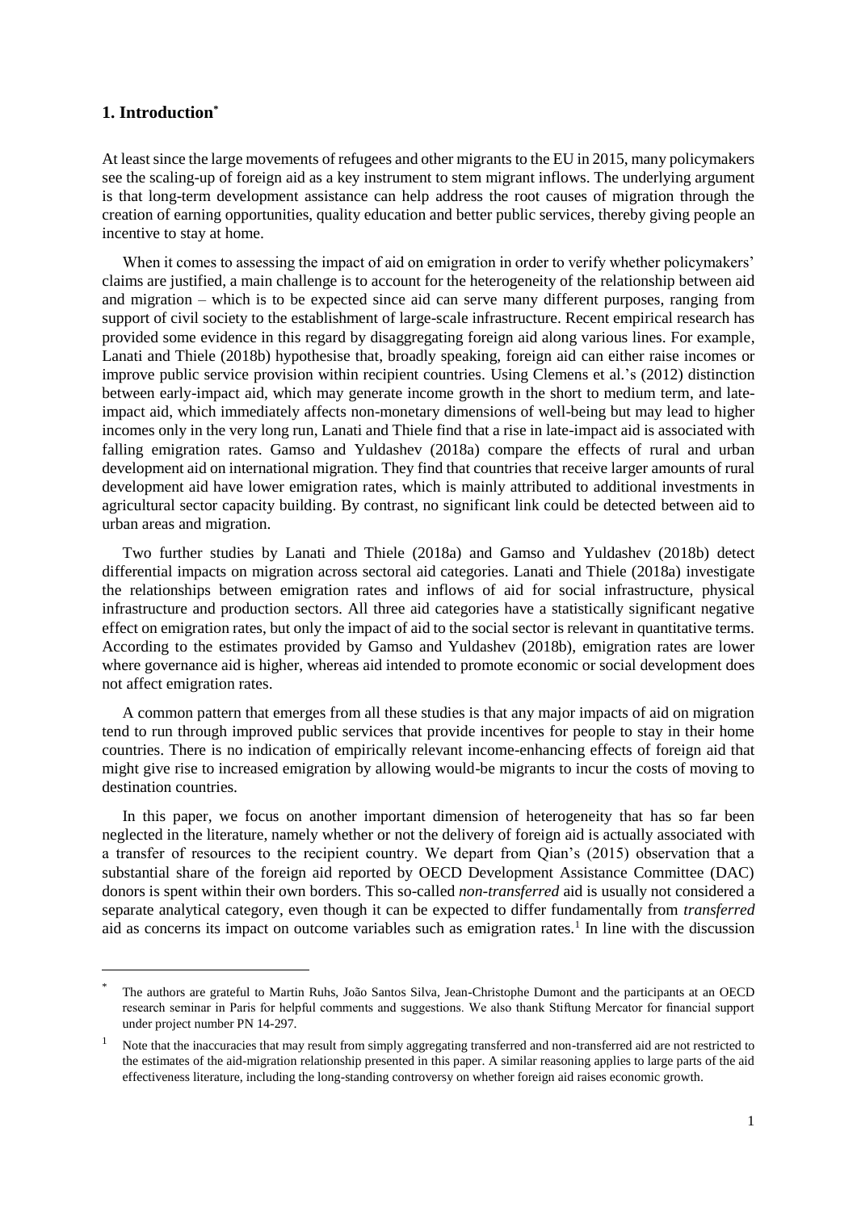## 1. Introduction[*]

At least since the large movements of refugees and other migrants to the EU in 2015, many policymakers see the scaling-up of foreign aid as a key instrument to stem migrant inflows. The underlying argument is that long-term development assistance can help address the root causes of migration through the creation of earning opportunities, quality education and better public services, thereby giving people an incentive to stay at home.

When it comes to assessing the impact of aid on emigration in order to verify whether policymakers' claims are justified, a main challenge is to account for the heterogeneity of the relationship between aid and migration – which is to be expected since aid can serve many different purposes, ranging from support of civil society to the establishment of large-scale infrastructure. Recent empirical research has provided some evidence in this regard by disaggregating foreign aid along various lines. For example, Lanati and Thiele (2018b) hypothesise that, broadly speaking, foreign aid can either raise incomes or improve public service provision within recipient countries. Using Clemens et al.'s (2012) distinction between early-impact aid, which may generate income growth in the short to medium term, and late-impact aid, which immediately affects non-monetary dimensions of well-being but may lead to higher incomes only in the very long run, Lanati and Thiele find that a rise in late-impact aid is associated with falling emigration rates. Gamso and Yuldashev (2018a) compare the effects of rural and urban development aid on international migration. They find that countries that receive larger amounts of rural development aid have lower emigration rates, which is mainly attributed to additional investments in agricultural sector capacity building. By contrast, no significant link could be detected between aid to urban areas and migration.

Two further studies by Lanati and Thiele (2018a) and Gamso and Yuldashev (2018b) detect differential impacts on migration across sectoral aid categories. Lanati and Thiele (2018a) investigate the relationships between emigration rates and inflows of aid for social infrastructure, physical infrastructure and production sectors. All three aid categories have a statistically significant negative effect on emigration rates, but only the impact of aid to the social sector is relevant in quantitative terms. According to the estimates provided by Gamso and Yuldashev (2018b), emigration rates are lower where governance aid is higher, whereas aid intended to promote economic or social development does not affect emigration rates.

A common pattern that emerges from all these studies is that any major impacts of aid on migration tend to run through improved public services that provide incentives for people to stay in their home countries. There is no indication of empirically relevant income-enhancing effects of foreign aid that might give rise to increased emigration by allowing would-be migrants to incur the costs of moving to destination countries.

In this paper, we focus on another important dimension of heterogeneity that has so far been neglected in the literature, namely whether or not the delivery of foreign aid is actually associated with a transfer of resources to the recipient country. We depart from Qian's (2015) observation that a substantial share of the foreign aid reported by OECD Development Assistance Committee (DAC) donors is spent within their own borders. This so-called *non-transferred* aid is usually not considered a separate analytical category, even though it can be expected to differ fundamentally from *transferred* aid as concerns its impact on outcome variables such as emigration rates.[1] In line with the discussion

[*] The authors are grateful to Martin Ruhs, João Santos Silva, Jean-Christophe Dumont and the participants at an OECD research seminar in Paris for helpful comments and suggestions. We also thank Stiftung Mercator for financial support under project number PN 14-297.

[1] Note that the inaccuracies that may result from simply aggregating transferred and non-transferred aid are not restricted to the estimates of the aid-migration relationship presented in this paper. A similar reasoning applies to large parts of the aid effectiveness literature, including the long-standing controversy on whether foreign aid raises economic growth.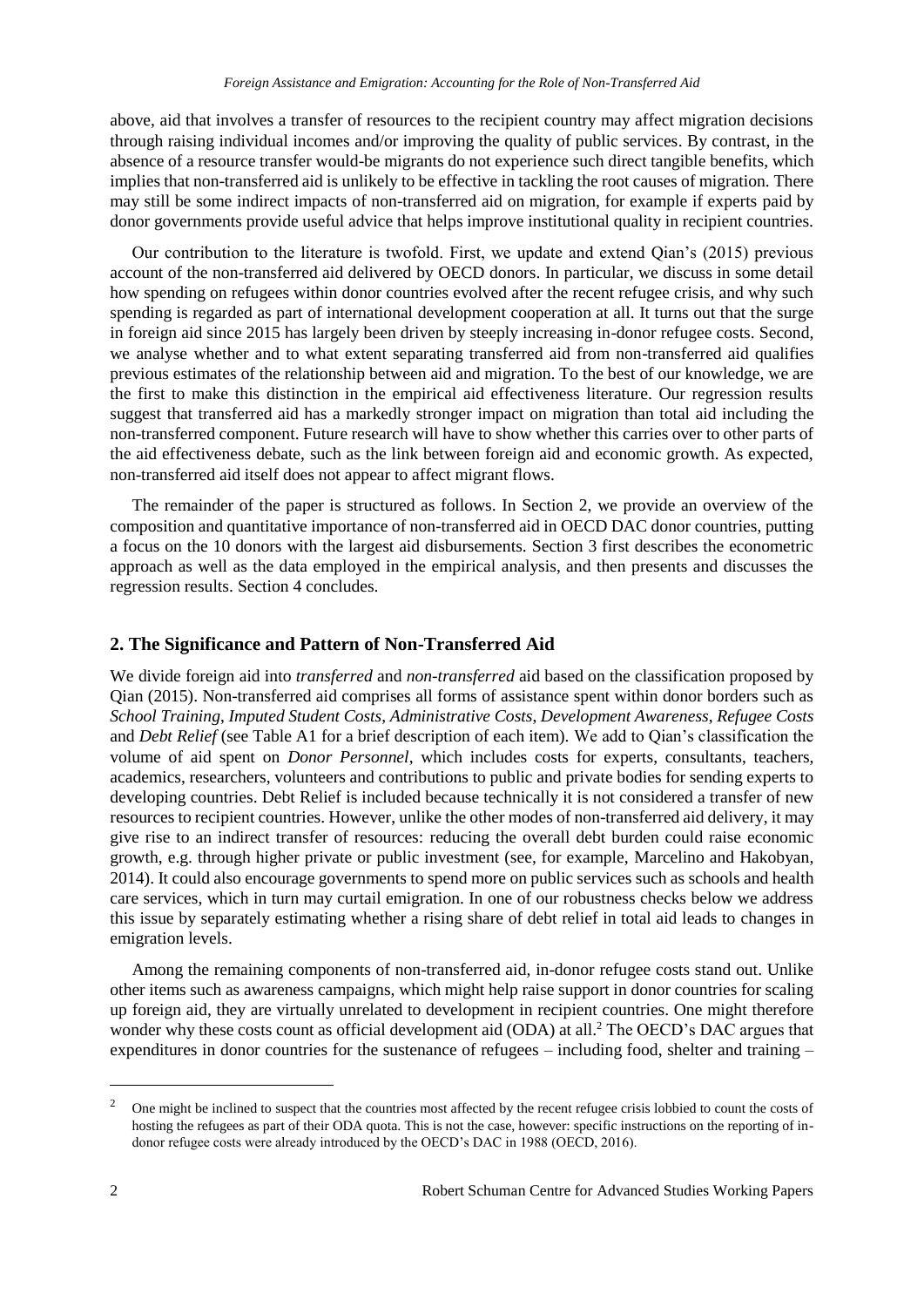above, aid that involves a transfer of resources to the recipient country may affect migration decisions through raising individual incomes and/or improving the quality of public services. By contrast, in the absence of a resource transfer would-be migrants do not experience such direct tangible benefits, which implies that non-transferred aid is unlikely to be effective in tackling the root causes of migration. There may still be some indirect impacts of non-transferred aid on migration, for example if experts paid by donor governments provide useful advice that helps improve institutional quality in recipient countries.

Our contribution to the literature is twofold. First, we update and extend Qian's (2015) previous account of the non-transferred aid delivered by OECD donors. In particular, we discuss in some detail how spending on refugees within donor countries evolved after the recent refugee crisis, and why such spending is regarded as part of international development cooperation at all. It turns out that the surge in foreign aid since 2015 has largely been driven by steeply increasing in-donor refugee costs. Second, we analyse whether and to what extent separating transferred aid from non-transferred aid qualifies previous estimates of the relationship between aid and migration. To the best of our knowledge, we are the first to make this distinction in the empirical aid effectiveness literature. Our regression results suggest that transferred aid has a markedly stronger impact on migration than total aid including the non-transferred component. Future research will have to show whether this carries over to other parts of the aid effectiveness debate, such as the link between foreign aid and economic growth. As expected, non-transferred aid itself does not appear to affect migrant flows.

The remainder of the paper is structured as follows. In Section 2, we provide an overview of the composition and quantitative importance of non-transferred aid in OECD DAC donor countries, putting a focus on the 10 donors with the largest aid disbursements. Section 3 first describes the econometric approach as well as the data employed in the empirical analysis, and then presents and discusses the regression results. Section 4 concludes.

## 2. The Significance and Pattern of Non-Transferred Aid

We divide foreign aid into *transferred* and *non-transferred* aid based on the classification proposed by Qian (2015). Non-transferred aid comprises all forms of assistance spent within donor borders such as *School Training*, *Imputed Student Costs*, *Administrative Costs*, *Development Awareness*, *Refugee Costs* and *Debt Relief* (see Table A1 for a brief description of each item). We add to Qian's classification the volume of aid spent on *Donor Personnel*, which includes costs for experts, consultants, teachers, academics, researchers, volunteers and contributions to public and private bodies for sending experts to developing countries. Debt Relief is included because technically it is not considered a transfer of new resources to recipient countries. However, unlike the other modes of non-transferred aid delivery, it may give rise to an indirect transfer of resources: reducing the overall debt burden could raise economic growth, e.g. through higher private or public investment (see, for example, Marcelino and Hakobyan, 2014). It could also encourage governments to spend more on public services such as schools and health care services, which in turn may curtail emigration. In one of our robustness checks below we address this issue by separately estimating whether a rising share of debt relief in total aid leads to changes in emigration levels.

Among the remaining components of non-transferred aid, in-donor refugee costs stand out. Unlike other items such as awareness campaigns, which might help raise support in donor countries for scaling up foreign aid, they are virtually unrelated to development in recipient countries. One might therefore wonder why these costs count as official development aid (ODA) at all.[2] The OECD's DAC argues that expenditures in donor countries for the sustenance of refugees – including food, shelter and training –

[2] One might be inclined to suspect that the countries most affected by the recent refugee crisis lobbied to count the costs of hosting the refugees as part of their ODA quota. This is not the case, however: specific instructions on the reporting of in-donor refugee costs were already introduced by the OECD's DAC in 1988 (OECD, 2016).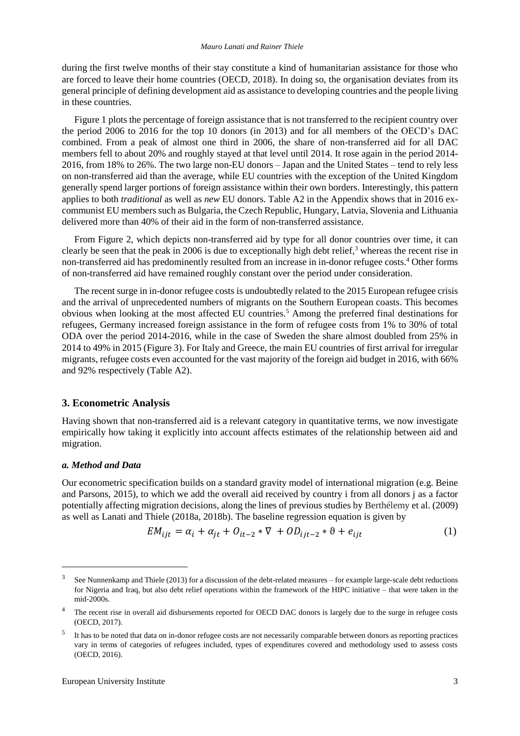during the first twelve months of their stay constitute a kind of humanitarian assistance for those who are forced to leave their home countries (OECD, 2018). In doing so, the organisation deviates from its general principle of defining development aid as assistance to developing countries and the people living in these countries.

Figure 1 plots the percentage of foreign assistance that is not transferred to the recipient country over the period 2006 to 2016 for the top 10 donors (in 2013) and for all members of the OECD's DAC combined. From a peak of almost one third in 2006, the share of non-transferred aid for all DAC members fell to about 20% and roughly stayed at that level until 2014. It rose again in the period 2014-2016, from 18% to 26%. The two large non-EU donors – Japan and the United States – tend to rely less on non-transferred aid than the average, while EU countries with the exception of the United Kingdom generally spend larger portions of foreign assistance within their own borders. Interestingly, this pattern applies to both *traditional* as well as *new* EU donors. Table A2 in the Appendix shows that in 2016 ex-communist EU members such as Bulgaria, the Czech Republic, Hungary, Latvia, Slovenia and Lithuania delivered more than 40% of their aid in the form of non-transferred assistance.

From Figure 2, which depicts non-transferred aid by type for all donor countries over time, it can clearly be seen that the peak in 2006 is due to exceptionally high debt relief,[3] whereas the recent rise in non-transferred aid has predominently resulted from an increase in in-donor refugee costs.[4] Other forms of non-transferred aid have remained roughly constant over the period under consideration.

The recent surge in in-donor refugee costs is undoubtedly related to the 2015 European refugee crisis and the arrival of unprecedented numbers of migrants on the Southern European coasts. This becomes obvious when looking at the most affected EU countries.[5] Among the preferred final destinations for refugees, Germany increased foreign assistance in the form of refugee costs from 1% to 30% of total ODA over the period 2014-2016, while in the case of Sweden the share almost doubled from 25% in 2014 to 49% in 2015 (Figure 3). For Italy and Greece, the main EU countries of first arrival for irregular migrants, refugee costs even accounted for the vast majority of the foreign aid budget in 2016, with 66% and 92% respectively (Table A2).

## 3. Econometric Analysis

Having shown that non-transferred aid is a relevant category in quantitative terms, we now investigate empirically how taking it explicitly into account affects estimates of the relationship between aid and migration.

### *a. Method and Data*

Our econometric specification builds on a standard gravity model of international migration (e.g. Beine and Parsons, 2015), to which we add the overall aid received by country i from all donors j as a factor potentially affecting migration decisions, along the lines of previous studies by Berthélemy et al. (2009) as well as Lanati and Thiele (2018a, 2018b). The baseline regression equation is given by

$$EM_{ijt} = \alpha_i + \alpha_{jt} + O_{it-2} * \nabla + OD_{ijt-2} * \vartheta + e_{ijt} \tag{1}$$

---

[3] See Nunnenkamp and Thiele (2013) for a discussion of the debt-related measures – for example large-scale debt reductions for Nigeria and Iraq, but also debt relief operations within the framework of the HIPC initiative – that were taken in the mid-2000s.

[4] The recent rise in overall aid disbursements reported for OECD DAC donors is largely due to the surge in refugee costs (OECD, 2017).

[5] It has to be noted that data on in-donor refugee costs are not necessarily comparable between donors as reporting practices vary in terms of categories of refugees included, types of expenditures covered and methodology used to assess costs (OECD, 2016).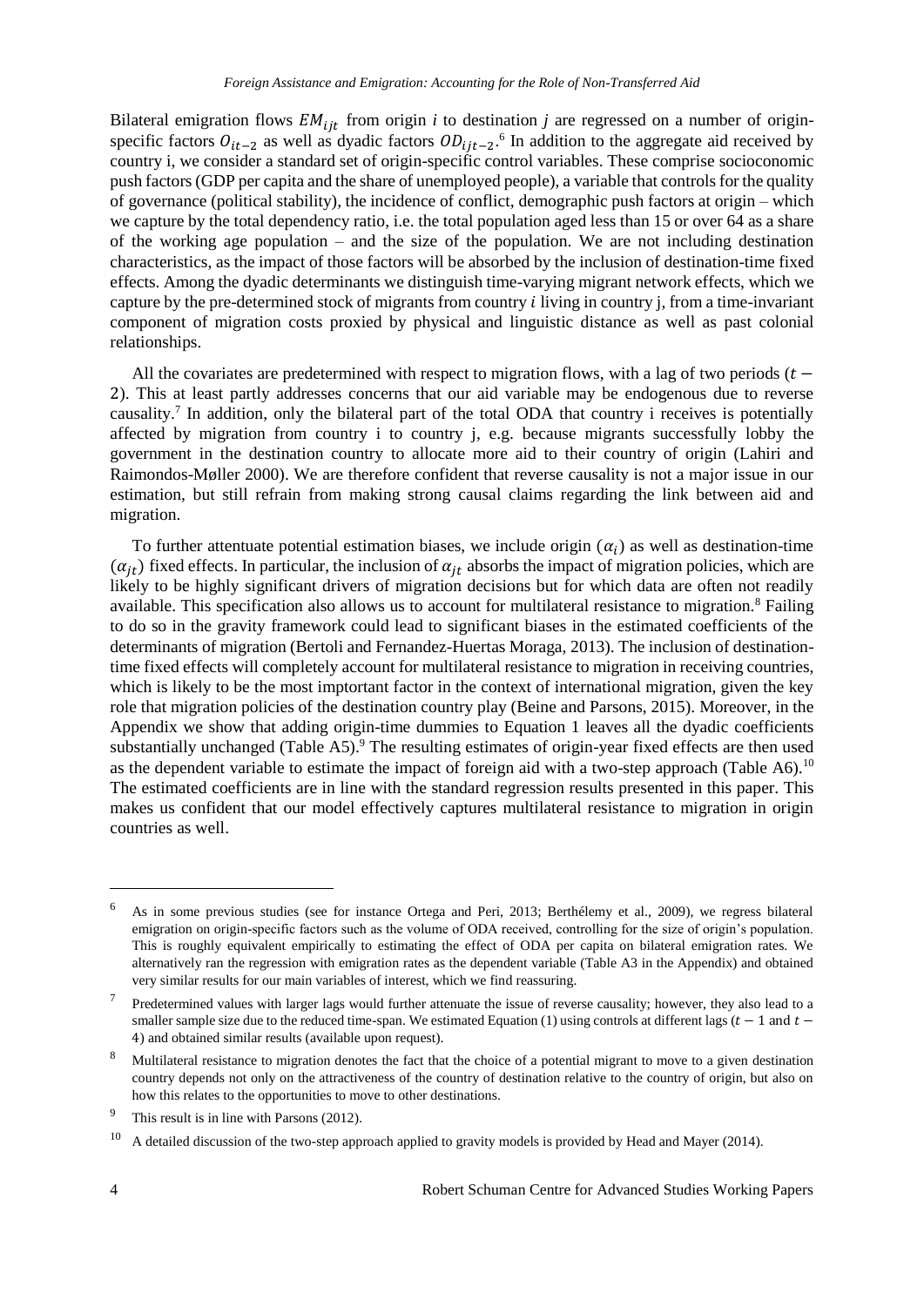Bilateral emigration flows $EM_{ijt}$ from origin $i$ to destination $j$ are regressed on a number of origin-specific factors $O_{it-2}$ as well as dyadic factors $OD_{ijt-2}$.[6] In addition to the aggregate aid received by country i, we consider a standard set of origin-specific control variables. These comprise socioconomic push factors (GDP per capita and the share of unemployed people), a variable that controls for the quality of governance (political stability), the incidence of conflict, demographic push factors at origin – which we capture by the total dependency ratio, i.e. the total population aged less than 15 or over 64 as a share of the working age population – and the size of the population. We are not including destination characteristics, as the impact of those factors will be absorbed by the inclusion of destination-time fixed effects. Among the dyadic determinants we distinguish time-varying migrant network effects, which we capture by the pre-determined stock of migrants from country $i$ living in country j, from a time-invariant component of migration costs proxied by physical and linguistic distance as well as past colonial relationships.

All the covariates are predetermined with respect to migration flows, with a lag of two periods ($t-2$). This at least partly addresses concerns that our aid variable may be endogenous due to reverse causality.[7] In addition, only the bilateral part of the total ODA that country i receives is potentially affected by migration from country i to country j, e.g. because migrants successfully lobby the government in the destination country to allocate more aid to their country of origin (Lahiri and Raimondos-Møller 2000). We are therefore confident that reverse causality is not a major issue in our estimation, but still refrain from making strong causal claims regarding the link between aid and migration.

To further attentuate potential estimation biases, we include origin ($\alpha_i$) as well as destination-time ($\alpha_{jt}$) fixed effects. In particular, the inclusion of $\alpha_{jt}$ absorbs the impact of migration policies, which are likely to be highly significant drivers of migration decisions but for which data are often not readily available. This specification also allows us to account for multilateral resistance to migration.[8] Failing to do so in the gravity framework could lead to significant biases in the estimated coefficients of the determinants of migration (Bertoli and Fernandez-Huertas Moraga, 2013). The inclusion of destination-time fixed effects will completely account for multilateral resistance to migration in receiving countries, which is likely to be the most imptortant factor in the context of international migration, given the key role that migration policies of the destination country play (Beine and Parsons, 2015). Moreover, in the Appendix we show that adding origin-time dummies to Equation 1 leaves all the dyadic coefficients substantially unchanged (Table A5).[9] The resulting estimates of origin-year fixed effects are then used as the dependent variable to estimate the impact of foreign aid with a two-step approach (Table A6).[10] The estimated coefficients are in line with the standard regression results presented in this paper. This makes us confident that our model effectively captures multilateral resistance to migration in origin countries as well.

---

[6] As in some previous studies (see for instance Ortega and Peri, 2013; Berthélemy et al., 2009), we regress bilateral emigration on origin-specific factors such as the volume of ODA received, controlling for the size of origin's population. This is roughly equivalent empirically to estimating the effect of ODA per capita on bilateral emigration rates. We alternatively ran the regression with emigration rates as the dependent variable (Table A3 in the Appendix) and obtained very similar results for our main variables of interest, which we find reassuring.

[7] Predetermined values with larger lags would further attenuate the issue of reverse causality; however, they also lead to a smaller sample size due to the reduced time-span. We estimated Equation (1) using controls at different lags ($t-1$ and $t-4$) and obtained similar results (available upon request).

[8] Multilateral resistance to migration denotes the fact that the choice of a potential migrant to move to a given destination country depends not only on the attractiveness of the country of destination relative to the country of origin, but also on how this relates to the opportunities to move to other destinations.

[9] This result is in line with Parsons (2012).

[10] A detailed discussion of the two-step approach applied to gravity models is provided by Head and Mayer (2014).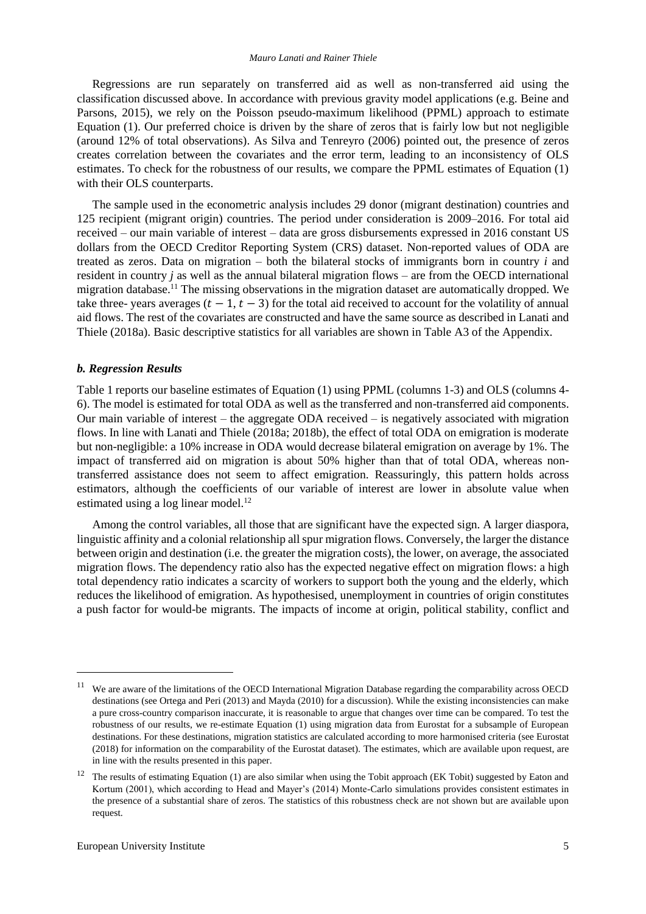Regressions are run separately on transferred aid as well as non-transferred aid using the classification discussed above. In accordance with previous gravity model applications (e.g. Beine and Parsons, 2015), we rely on the Poisson pseudo-maximum likelihood (PPML) approach to estimate Equation (1). Our preferred choice is driven by the share of zeros that is fairly low but not negligible (around 12% of total observations). As Silva and Tenreyro (2006) pointed out, the presence of zeros creates correlation between the covariates and the error term, leading to an inconsistency of OLS estimates. To check for the robustness of our results, we compare the PPML estimates of Equation (1) with their OLS counterparts.

The sample used in the econometric analysis includes 29 donor (migrant destination) countries and 125 recipient (migrant origin) countries. The period under consideration is 2009–2016. For total aid received – our main variable of interest – data are gross disbursements expressed in 2016 constant US dollars from the OECD Creditor Reporting System (CRS) dataset. Non-reported values of ODA are treated as zeros. Data on migration – both the bilateral stocks of immigrants born in country $i$ and resident in country $j$ as well as the annual bilateral migration flows – are from the OECD international migration database.[11] The missing observations in the migration dataset are automatically dropped. We take three- years averages $(t-1, t-3)$ for the total aid received to account for the volatility of annual aid flows. The rest of the covariates are constructed and have the same source as described in Lanati and Thiele (2018a). Basic descriptive statistics for all variables are shown in Table A3 of the Appendix.

### *b. Regression Results*

Table 1 reports our baseline estimates of Equation (1) using PPML (columns 1-3) and OLS (columns 4-6). The model is estimated for total ODA as well as the transferred and non-transferred aid components. Our main variable of interest – the aggregate ODA received – is negatively associated with migration flows. In line with Lanati and Thiele (2018a; 2018b), the effect of total ODA on emigration is moderate but non-negligible: a 10% increase in ODA would decrease bilateral emigration on average by 1%. The impact of transferred aid on migration is about 50% higher than that of total ODA, whereas non-transferred assistance does not seem to affect emigration. Reassuringly, this pattern holds across estimators, although the coefficients of our variable of interest are lower in absolute value when estimated using a log linear model.[12]

Among the control variables, all those that are significant have the expected sign. A larger diaspora, linguistic affinity and a colonial relationship all spur migration flows. Conversely, the larger the distance between origin and destination (i.e. the greater the migration costs), the lower, on average, the associated migration flows. The dependency ratio also has the expected negative effect on migration flows: a high total dependency ratio indicates a scarcity of workers to support both the young and the elderly, which reduces the likelihood of emigration. As hypothesised, unemployment in countries of origin constitutes a push factor for would-be migrants. The impacts of income at origin, political stability, conflict and

---

[11] We are aware of the limitations of the OECD International Migration Database regarding the comparability across OECD destinations (see Ortega and Peri (2013) and Mayda (2010) for a discussion). While the existing inconsistencies can make a pure cross-country comparison inaccurate, it is reasonable to argue that changes over time can be compared. To test the robustness of our results, we re-estimate Equation (1) using migration data from Eurostat for a subsample of European destinations. For these destinations, migration statistics are calculated according to more harmonised criteria (see Eurostat (2018) for information on the comparability of the Eurostat dataset). The estimates, which are available upon request, are in line with the results presented in this paper.

[12] The results of estimating Equation (1) are also similar when using the Tobit approach (EK Tobit) suggested by Eaton and Kortum (2001), which according to Head and Mayer's (2014) Monte-Carlo simulations provides consistent estimates in the presence of a substantial share of zeros. The statistics of this robustness check are not shown but are available upon request.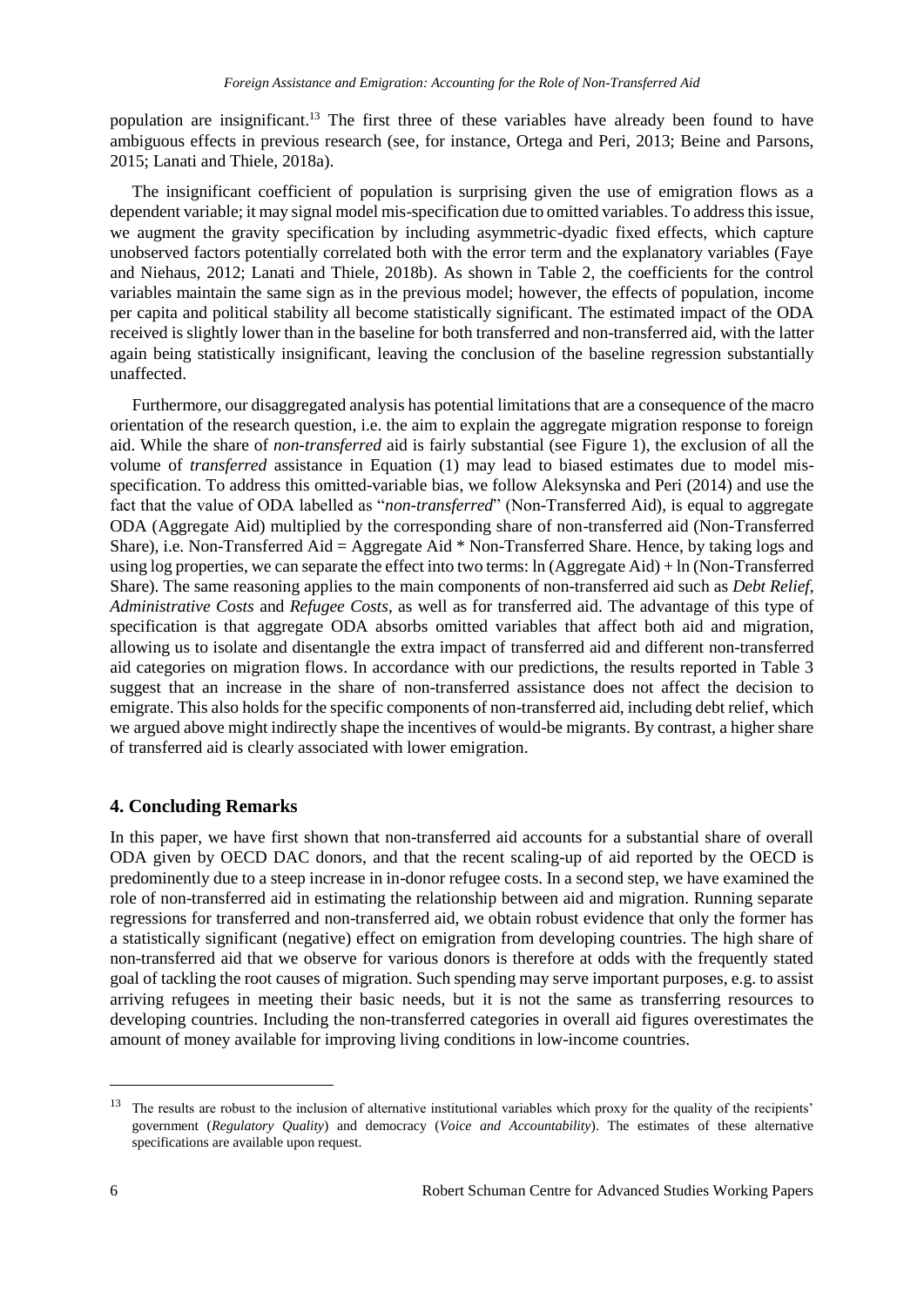population are insignificant.[13] The first three of these variables have already been found to have ambiguous effects in previous research (see, for instance, Ortega and Peri, 2013; Beine and Parsons, 2015; Lanati and Thiele, 2018a).

The insignificant coefficient of population is surprising given the use of emigration flows as a dependent variable; it may signal model mis-specification due to omitted variables. To address this issue, we augment the gravity specification by including asymmetric-dyadic fixed effects, which capture unobserved factors potentially correlated both with the error term and the explanatory variables (Faye and Niehaus, 2012; Lanati and Thiele, 2018b). As shown in Table 2, the coefficients for the control variables maintain the same sign as in the previous model; however, the effects of population, income per capita and political stability all become statistically significant. The estimated impact of the ODA received is slightly lower than in the baseline for both transferred and non-transferred aid, with the latter again being statistically insignificant, leaving the conclusion of the baseline regression substantially unaffected.

Furthermore, our disaggregated analysis has potential limitations that are a consequence of the macro orientation of the research question, i.e. the aim to explain the aggregate migration response to foreign aid. While the share of *non-transferred* aid is fairly substantial (see Figure 1), the exclusion of all the volume of *transferred* assistance in Equation (1) may lead to biased estimates due to model mis-specification. To address this omitted-variable bias, we follow Aleksynska and Peri (2014) and use the fact that the value of ODA labelled as "*non-transferred*" (Non-Transferred Aid), is equal to aggregate ODA (Aggregate Aid) multiplied by the corresponding share of non-transferred aid (Non-Transferred Share), i.e. Non-Transferred Aid = Aggregate Aid * Non-Transferred Share. Hence, by taking logs and using log properties, we can separate the effect into two terms: ln (Aggregate Aid) + ln (Non-Transferred Share). The same reasoning applies to the main components of non-transferred aid such as *Debt Relief*, *Administrative Costs* and *Refugee Costs*, as well as for transferred aid. The advantage of this type of specification is that aggregate ODA absorbs omitted variables that affect both aid and migration, allowing us to isolate and disentangle the extra impact of transferred aid and different non-transferred aid categories on migration flows. In accordance with our predictions, the results reported in Table 3 suggest that an increase in the share of non-transferred assistance does not affect the decision to emigrate. This also holds for the specific components of non-transferred aid, including debt relief, which we argued above might indirectly shape the incentives of would-be migrants. By contrast, a higher share of transferred aid is clearly associated with lower emigration.

## 4. Concluding Remarks

In this paper, we have first shown that non-transferred aid accounts for a substantial share of overall ODA given by OECD DAC donors, and that the recent scaling-up of aid reported by the OECD is predominently due to a steep increase in in-donor refugee costs. In a second step, we have examined the role of non-transferred aid in estimating the relationship between aid and migration. Running separate regressions for transferred and non-transferred aid, we obtain robust evidence that only the former has a statistically significant (negative) effect on emigration from developing countries. The high share of non-transferred aid that we observe for various donors is therefore at odds with the frequently stated goal of tackling the root causes of migration. Such spending may serve important purposes, e.g. to assist arriving refugees in meeting their basic needs, but it is not the same as transferring resources to developing countries. Including the non-transferred categories in overall aid figures overestimates the amount of money available for improving living conditions in low-income countries.

[13] The results are robust to the inclusion of alternative institutional variables which proxy for the quality of the recipients' government (*Regulatory Quality*) and democracy (*Voice and Accountability*). The estimates of these alternative specifications are available upon request.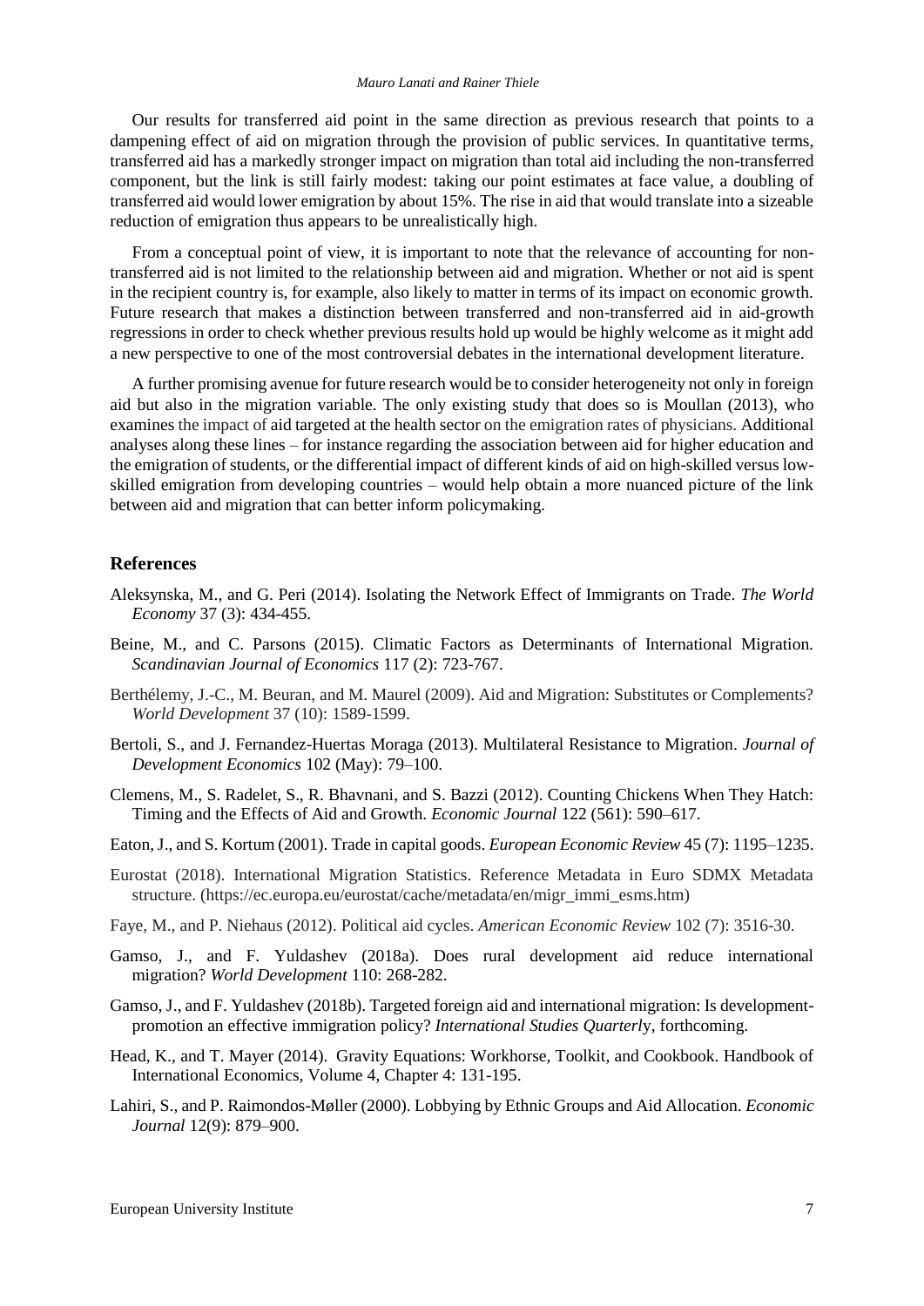Our results for transferred aid point in the same direction as previous research that points to a dampening effect of aid on migration through the provision of public services. In quantitative terms, transferred aid has a markedly stronger impact on migration than total aid including the non-transferred component, but the link is still fairly modest: taking our point estimates at face value, a doubling of transferred aid would lower emigration by about 15%. The rise in aid that would translate into a sizeable reduction of emigration thus appears to be unrealistically high.

From a conceptual point of view, it is important to note that the relevance of accounting for non-transferred aid is not limited to the relationship between aid and migration. Whether or not aid is spent in the recipient country is, for example, also likely to matter in terms of its impact on economic growth. Future research that makes a distinction between transferred and non-transferred aid in aid-growth regressions in order to check whether previous results hold up would be highly welcome as it might add a new perspective to one of the most controversial debates in the international development literature.

A further promising avenue for future research would be to consider heterogeneity not only in foreign aid but also in the migration variable. The only existing study that does so is Moullan (2013), who examines the impact of aid targeted at the health sector on the emigration rates of physicians. Additional analyses along these lines – for instance regarding the association between aid for higher education and the emigration of students, or the differential impact of different kinds of aid on high-skilled versus low-skilled emigration from developing countries – would help obtain a more nuanced picture of the link between aid and migration that can better inform policymaking.

## References

Aleksynska, M., and G. Peri (2014). Isolating the Network Effect of Immigrants on Trade. *The World Economy* 37 (3): 434-455.

Beine, M., and C. Parsons (2015). Climatic Factors as Determinants of International Migration. *Scandinavian Journal of Economics* 117 (2): 723-767.

Berthélemy, J.-C., M. Beuran, and M. Maurel (2009). Aid and Migration: Substitutes or Complements? *World Development* 37 (10): 1589-1599.

Bertoli, S., and J. Fernandez-Huertas Moraga (2013). Multilateral Resistance to Migration. *Journal of Development Economics* 102 (May): 79–100.

Clemens, M., S. Radelet, S., R. Bhavnani, and S. Bazzi (2012). Counting Chickens When They Hatch: Timing and the Effects of Aid and Growth. *Economic Journal* 122 (561): 590–617.

Eaton, J., and S. Kortum (2001). Trade in capital goods. *European Economic Review* 45 (7): 1195–1235.

Eurostat (2018). International Migration Statistics. Reference Metadata in Euro SDMX Metadata structure. (https://ec.europa.eu/eurostat/cache/metadata/en/migr_immi_esms.htm)

Faye, M., and P. Niehaus (2012). Political aid cycles. *American Economic Review* 102 (7): 3516-30.

Gamso, J., and F. Yuldashev (2018a). Does rural development aid reduce international migration? *World Development* 110: 268-282.

Gamso, J., and F. Yuldashev (2018b). Targeted foreign aid and international migration: Is development-promotion an effective immigration policy? *International Studies Quarterly*, forthcoming.

Head, K., and T. Mayer (2014). Gravity Equations: Workhorse, Toolkit, and Cookbook. Handbook of International Economics, Volume 4, Chapter 4: 131-195.

Lahiri, S., and P. Raimondos-Møller (2000). Lobbying by Ethnic Groups and Aid Allocation. *Economic Journal* 12(9): 879–900.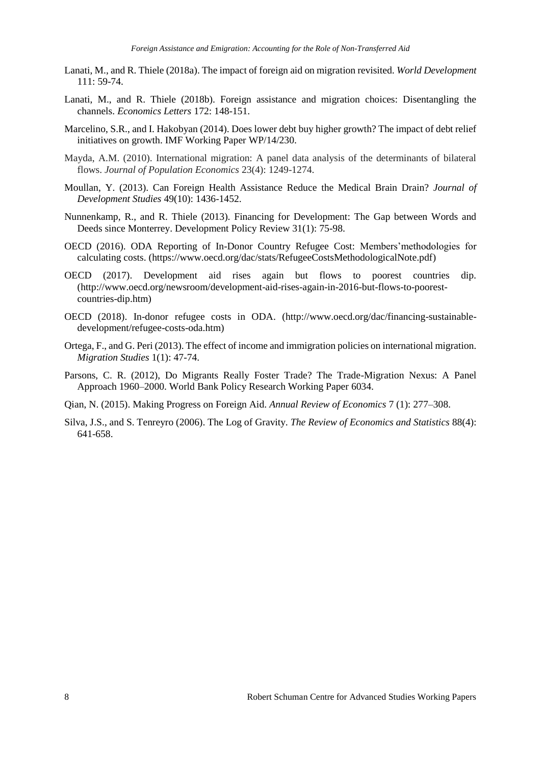Lanati, M., and R. Thiele (2018a). The impact of foreign aid on migration revisited. *World Development* 111: 59-74.

Lanati, M., and R. Thiele (2018b). Foreign assistance and migration choices: Disentangling the channels. *Economics Letters* 172: 148-151.

Marcelino, S.R., and I. Hakobyan (2014). Does lower debt buy higher growth? The impact of debt relief initiatives on growth. IMF Working Paper WP/14/230.

Mayda, A.M. (2010). International migration: A panel data analysis of the determinants of bilateral flows. *Journal of Population Economics* 23(4): 1249-1274.

Moullan, Y. (2013). Can Foreign Health Assistance Reduce the Medical Brain Drain? *Journal of Development Studies* 49(10): 1436-1452.

Nunnenkamp, R., and R. Thiele (2013). Financing for Development: The Gap between Words and Deeds since Monterrey. Development Policy Review 31(1): 75-98.

OECD (2016). ODA Reporting of In-Donor Country Refugee Cost: Members'methodologies for calculating costs. (https://www.oecd.org/dac/stats/RefugeeCostsMethodologicalNote.pdf)

OECD (2017). Development aid rises again but flows to poorest countries dip. (http://www.oecd.org/newsroom/development-aid-rises-again-in-2016-but-flows-to-poorest-countries-dip.htm)

OECD (2018). In-donor refugee costs in ODA. (http://www.oecd.org/dac/financing-sustainable-development/refugee-costs-oda.htm)

Ortega, F., and G. Peri (2013). The effect of income and immigration policies on international migration. *Migration Studies* 1(1): 47-74.

Parsons, C. R. (2012), Do Migrants Really Foster Trade? The Trade-Migration Nexus: A Panel Approach 1960–2000. World Bank Policy Research Working Paper 6034.

Qian, N. (2015). Making Progress on Foreign Aid. *Annual Review of Economics* 7 (1): 277–308.

Silva, J.S., and S. Tenreyro (2006). The Log of Gravity. *The Review of Economics and Statistics* 88(4): 641-658.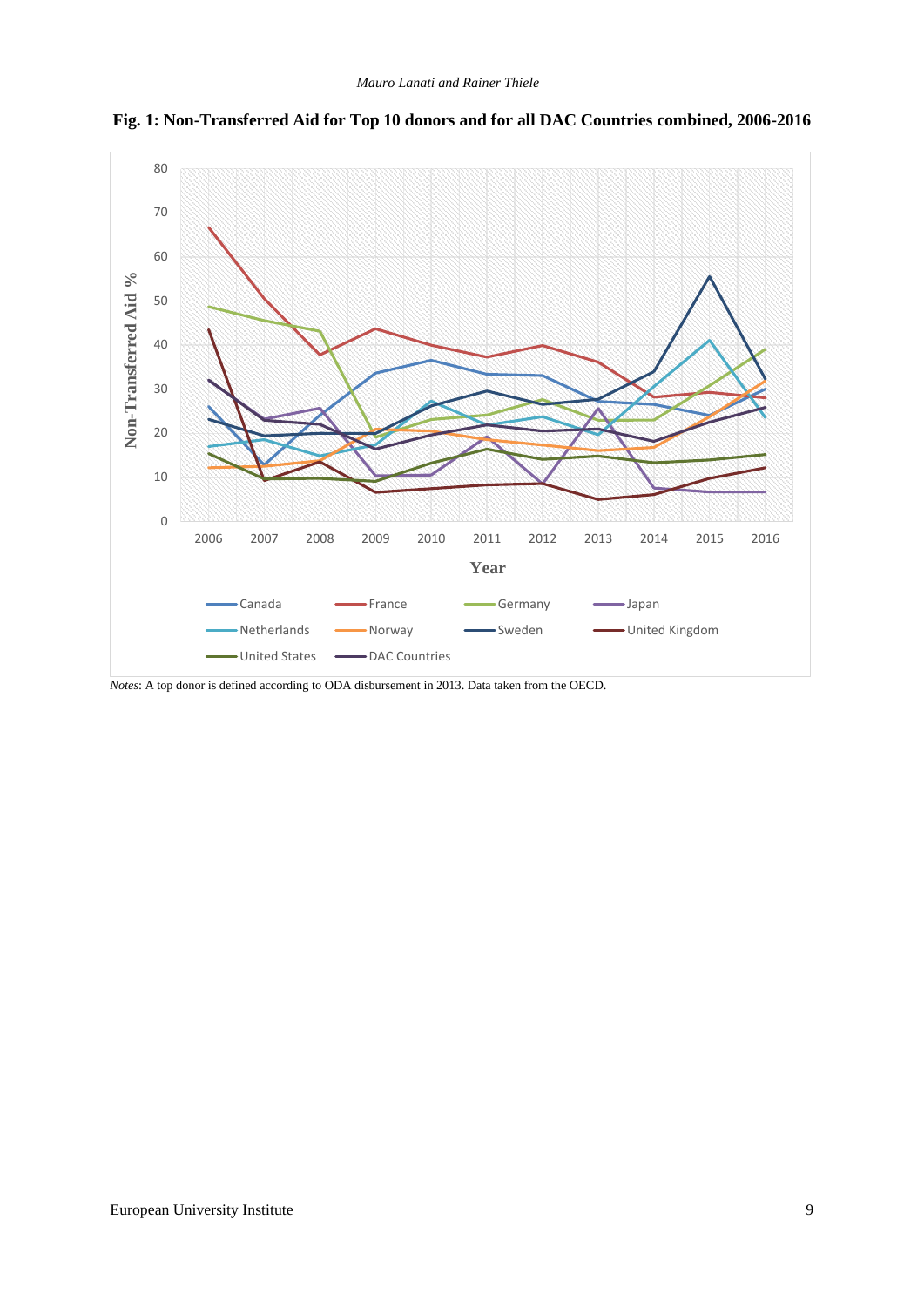**Fig. 1: Non-Transferred Aid for Top 10 donors and for all DAC Countries combined, 2006-2016**

*Notes*: A top donor is defined according to ODA disbursement in 2013. Data taken from the OECD.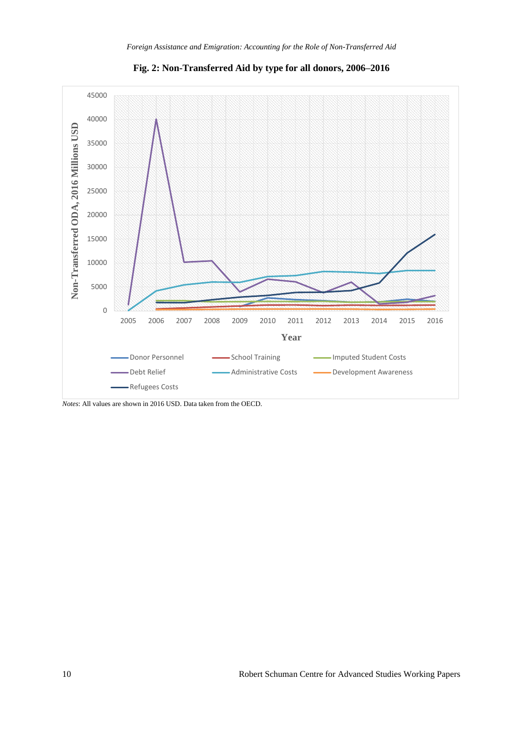**Fig. 2: Non-Transferred Aid by type for all donors, 2006–2016**

*Notes*: All values are shown in 2016 USD. Data taken from the OECD.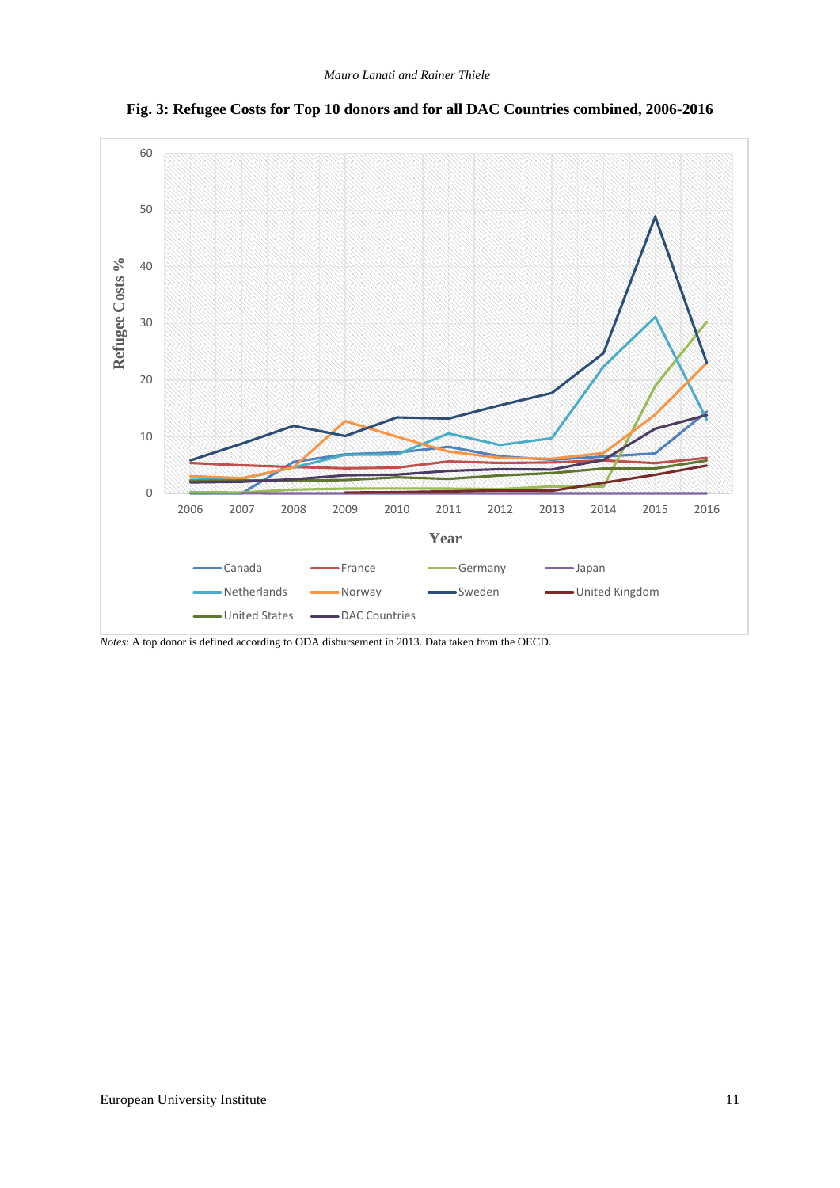**Fig. 3: Refugee Costs for Top 10 donors and for all DAC Countries combined, 2006-2016**

*Notes*: A top donor is defined according to ODA disbursement in 2013. Data taken from the OECD.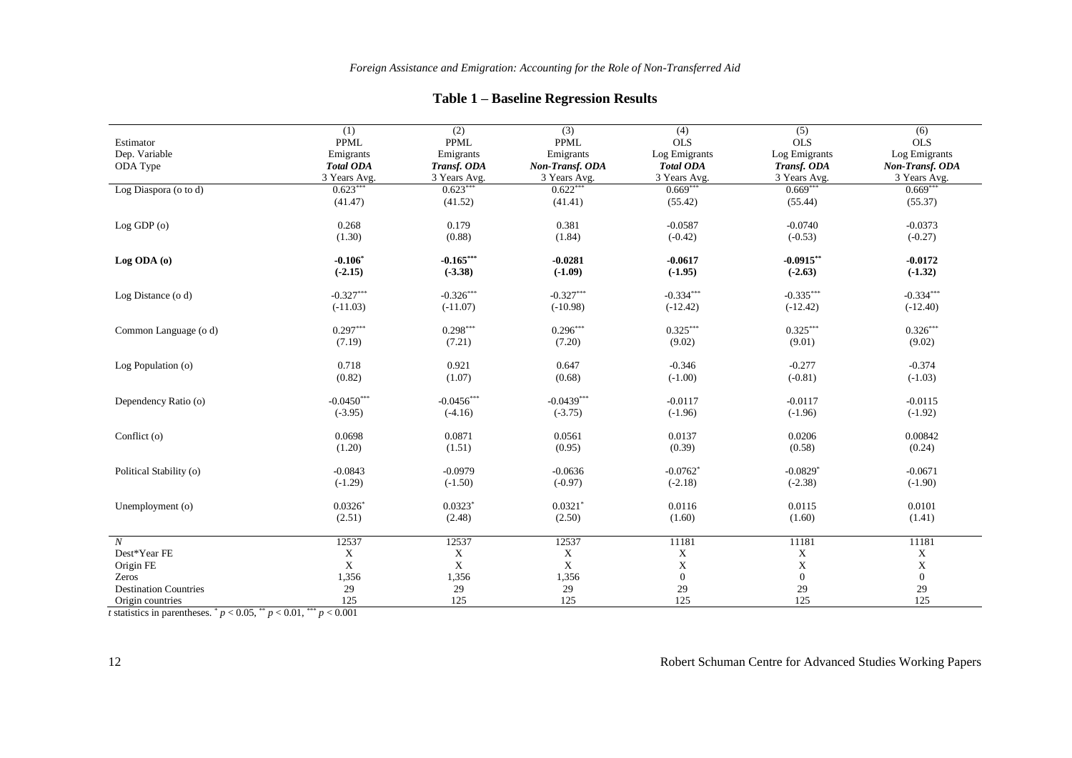**Table 1 – Baseline Regression Results**

| | (1) | (2) | (3) | (4) | (5) | (6) |
|---|---|---|---|---|---|---|
| Estimator | PPML | PPML | PPML | OLS | OLS | OLS |
| Dep. Variable | Emigrants | Emigrants | Emigrants | Log Emigrants | Log Emigrants | Log Emigrants |
| ODA Type | ***Total ODA*** | ***Transf. ODA*** | ***Non-Transf. ODA*** | ***Total ODA*** | ***Transf. ODA*** | ***Non-Transf. ODA*** |
| | 3 Years Avg. | 3 Years Avg. | 3 Years Avg. | 3 Years Avg. | 3 Years Avg. | 3 Years Avg. |
| Log Diaspora (o to d) | 0.623*** | 0.623*** | 0.622*** | 0.669*** | 0.669*** | 0.669*** |
| | (41.47) | (41.52) | (41.41) | (55.42) | (55.44) | (55.37) |
| Log GDP (o) | 0.268 | 0.179 | 0.381 | -0.0587 | -0.0740 | -0.0373 |
| | (1.30) | (0.88) | (1.84) | (-0.42) | (-0.53) | (-0.27) |
| **Log ODA (o)** | **-0.106*** | **-0.165***** | **-0.0281** | **-0.0617** | **-0.0915**** | **-0.0172** |
| | **(-2.15)** | **(-3.38)** | **(-1.09)** | **(-1.95)** | **(-2.63)** | **(-1.32)** |
| Log Distance (o d) | -0.327*** | -0.326*** | -0.327*** | -0.334*** | -0.335*** | -0.334*** |
| | (-11.03) | (-11.07) | (-10.98) | (-12.42) | (-12.42) | (-12.40) |
| Common Language (o d) | 0.297*** | 0.298*** | 0.296*** | 0.325*** | 0.325*** | 0.326*** |
| | (7.19) | (7.21) | (7.20) | (9.02) | (9.01) | (9.02) |
| Log Population (o) | 0.718 | 0.921 | 0.647 | -0.346 | -0.277 | -0.374 |
| | (0.82) | (1.07) | (0.68) | (-1.00) | (-0.81) | (-1.03) |
| Dependency Ratio (o) | -0.0450*** | -0.0456*** | -0.0439*** | -0.0117 | -0.0117 | -0.0115 |
| | (-3.95) | (-4.16) | (-3.75) | (-1.96) | (-1.96) | (-1.92) |
| Conflict (o) | 0.0698 | 0.0871 | 0.0561 | 0.0137 | 0.0206 | 0.00842 |
| | (1.20) | (1.51) | (0.95) | (0.39) | (0.58) | (0.24) |
| Political Stability (o) | -0.0843 | -0.0979 | -0.0636 | -0.0762* | -0.0829* | -0.0671 |
| | (-1.29) | (-1.50) | (-0.97) | (-2.18) | (-2.38) | (-1.90) |
| Unemployment (o) | 0.0326* | 0.0323* | 0.0321* | 0.0116 | 0.0115 | 0.0101 |
| | (2.51) | (2.48) | (2.50) | (1.60) | (1.60) | (1.41) |
| *N* | 12537 | 12537 | 12537 | 11181 | 11181 | 11181 |
| Dest*Year FE | X | X | X | X | X | X |
| Origin FE | X | X | X | X | X | X |
| Zeros | 1,356 | 1,356 | 1,356 | 0 | 0 | 0 |
| Destination Countries | 29 | 29 | 29 | 29 | 29 | 29 |
| Origin countries | 125 | 125 | 125 | 125 | 125 | 125 |

*t* statistics in parentheses. * $p < 0.05$, ** $p < 0.01$, *** $p < 0.001$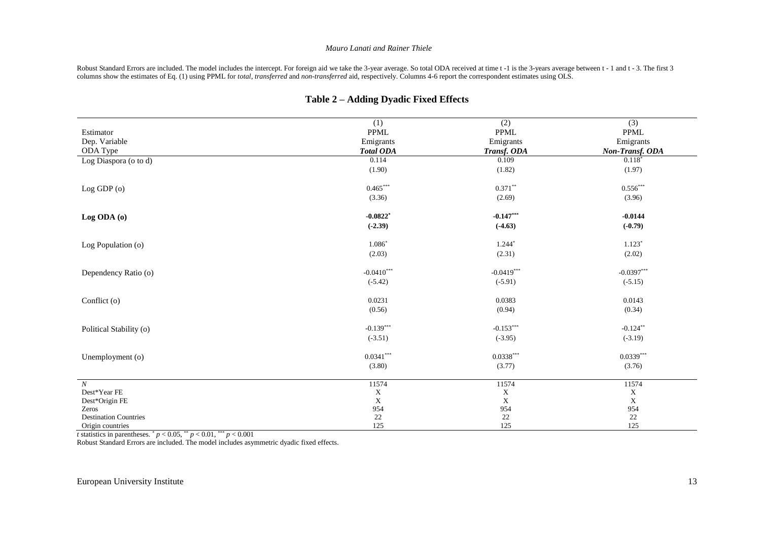Robust Standard Errors are included. The model includes the intercept. For foreign aid we take the 3-year average. So total ODA received at time t -1 is the 3-years average between t - 1 and t - 3. The first 3 columns show the estimates of Eq. (1) using PPML for *total*, *transferred* and *non-transferred* aid, respectively. Columns 4-6 report the correspondent estimates using OLS.

## Table 2 – Adding Dyadic Fixed Effects

| | (1) | (2) | (3) |
|---|---|---|---|
| Estimator | PPML | PPML | PPML |
| Dep. Variable | Emigrants | Emigrants | Emigrants |
| ODA Type | ***Total ODA*** | ***Transf. ODA*** | ***Non-Transf. ODA*** |
| Log Diaspora (o to d) | 0.114 | 0.109 | $0.118^{*}$ |
| | (1.90) | (1.82) | (1.97) |
| Log GDP (o) | $0.465^{***}$ | $0.371^{**}$ | $0.556^{***}$ |
| | (3.36) | (2.69) | (3.96) |
| **Log ODA (o)** | $\mathbf{-0.0822^{*}}$ | $\mathbf{-0.147^{***}}$ | **-0.0144** |
| | **(-2.39)** | **(-4.63)** | **(-0.79)** |
| Log Population (o) | $1.086^{*}$ | $1.244^{*}$ | $1.123^{*}$ |
| | (2.03) | (2.31) | (2.02) |
| Dependency Ratio (o) | $-0.0410^{***}$ | $-0.0419^{***}$ | $-0.0397^{***}$ |
| | (-5.42) | (-5.91) | (-5.15) |
| Conflict (o) | 0.0231 | 0.0383 | 0.0143 |
| | (0.56) | (0.94) | (0.34) |
| Political Stability (o) | $-0.139^{***}$ | $-0.153^{***}$ | $-0.124^{**}$ |
| | (-3.51) | (-3.95) | (-3.19) |
| Unemployment (o) | $0.0341^{***}$ | $0.0338^{***}$ | $0.0339^{***}$ |
| | (3.80) | (3.77) | (3.76) |
| $N$ | 11574 | 11574 | 11574 |
| Dest*Year FE | X | X | X |
| Dest*Origin FE | X | X | X |
| Zeros | 954 | 954 | 954 |
| Destination Countries | 22 | 22 | 22 |
| Origin countries | 125 | 125 | 125 |

*t* statistics in parentheses. $^{*}$ $p < 0.05$, $^{**}$ $p < 0.01$, $^{***}$ $p < 0.001$

Robust Standard Errors are included. The model includes asymmetric dyadic fixed effects.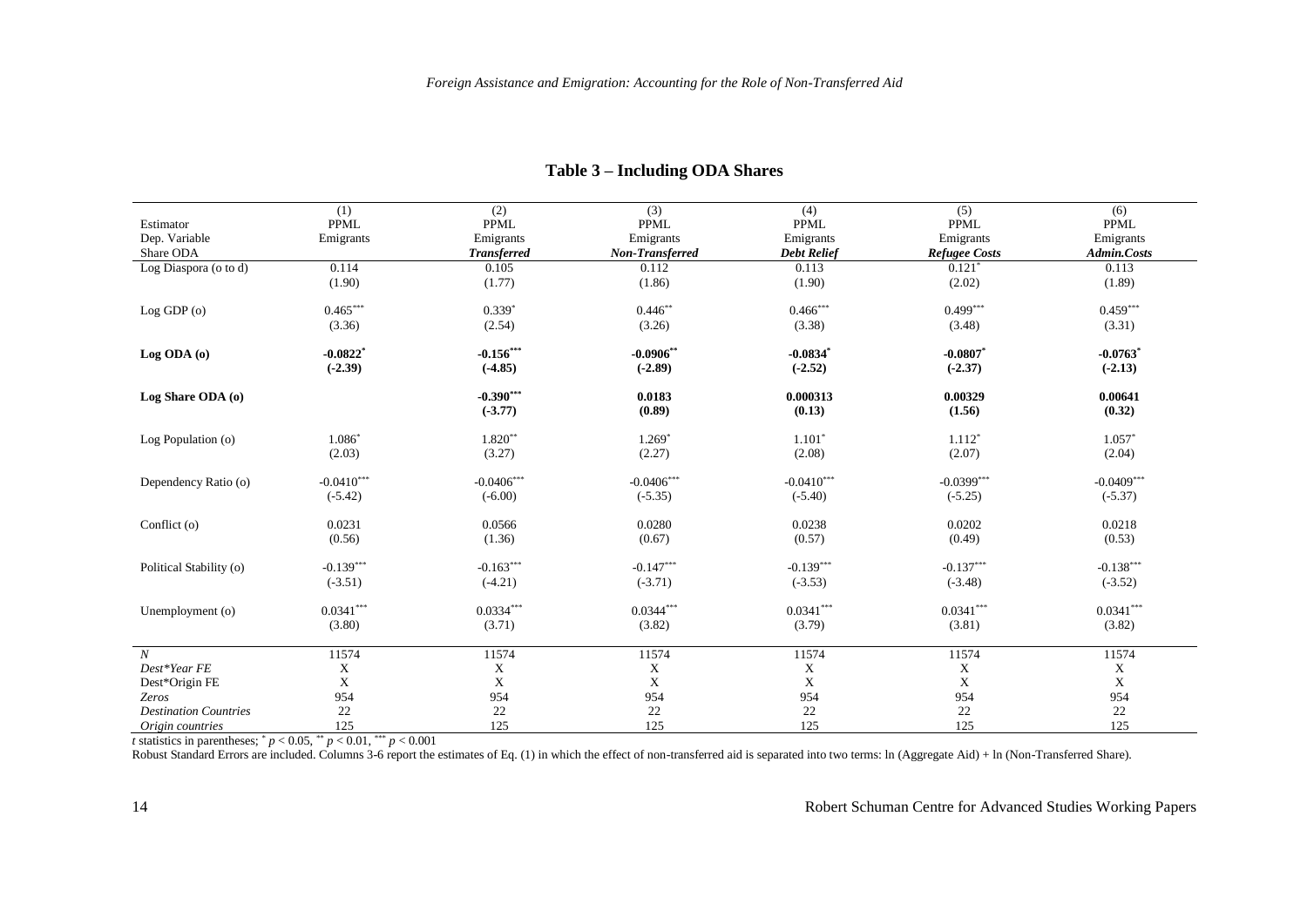**Table 3 – Including ODA Shares**

| | (1) | (2) | (3) | (4) | (5) | (6) |
|---|---|---|---|---|---|---|
| Estimator | PPML | PPML | PPML | PPML | PPML | PPML |
| Dep. Variable | Emigrants | Emigrants | Emigrants | Emigrants | Emigrants | Emigrants |
| Share ODA | | ***Transferred*** | ***Non-Transferred*** | ***Debt Relief*** | ***Refugee Costs*** | ***Admin.Costs*** |
| Log Diaspora (o to d) | 0.114 | 0.105 | 0.112 | 0.113 | 0.121* | 0.113 |
| | (1.90) | (1.77) | (1.86) | (1.90) | (2.02) | (1.89) |
| Log GDP (o) | 0.465*** | 0.339* | 0.446** | 0.466*** | 0.499*** | 0.459*** |
| | (3.36) | (2.54) | (3.26) | (3.38) | (3.48) | (3.31) |
| **Log ODA (o)** | **-0.0822*** | **-0.156**\*** | **-0.0906**** | **-0.0834*** | **-0.0807*** | **-0.0763*** |
| | **(-2.39)** | **(-4.85)** | **(-2.89)** | **(-2.52)** | **(-2.37)** | **(-2.13)** |
| **Log Share ODA (o)** | | **-0.390**\*** | **0.0183** | **0.000313** | **0.00329** | **0.00641** |
| | | **(-3.77)** | **(0.89)** | **(0.13)** | **(1.56)** | **(0.32)** |
| Log Population (o) | 1.086* | 1.820** | 1.269* | 1.101* | 1.112* | 1.057* |
| | (2.03) | (3.27) | (2.27) | (2.08) | (2.07) | (2.04) |
| Dependency Ratio (o) | -0.0410*** | -0.0406*** | -0.0406*** | -0.0410*** | -0.0399*** | -0.0409*** |
| | (-5.42) | (-6.00) | (-5.35) | (-5.40) | (-5.25) | (-5.37) |
| Conflict (o) | 0.0231 | 0.0566 | 0.0280 | 0.0238 | 0.0202 | 0.0218 |
| | (0.56) | (1.36) | (0.67) | (0.57) | (0.49) | (0.53) |
| Political Stability (o) | -0.139*** | -0.163*** | -0.147*** | -0.139*** | -0.137*** | -0.138*** |
| | (-3.51) | (-4.21) | (-3.71) | (-3.53) | (-3.48) | (-3.52) |
| Unemployment (o) | 0.0341*** | 0.0334*** | 0.0344*** | 0.0341*** | 0.0341*** | 0.0341*** |
| | (3.80) | (3.71) | (3.82) | (3.79) | (3.81) | (3.82) |
| *N* | 11574 | 11574 | 11574 | 11574 | 11574 | 11574 |
| *Dest\*Year FE* | X | X | X | X | X | X |
| Dest\*Origin FE | X | X | X | X | X | X |
| *Zeros* | 954 | 954 | 954 | 954 | 954 | 954 |
| *Destination Countries* | 22 | 22 | 22 | 22 | 22 | 22 |
| *Origin countries* | 125 | 125 | 125 | 125 | 125 | 125 |

*t* statistics in parentheses; * $p < 0.05$, ** $p < 0.01$, *** $p < 0.001$

Robust Standard Errors are included. Columns 3-6 report the estimates of Eq. (1) in which the effect of non-transferred aid is separated into two terms: ln (Aggregate Aid) + ln (Non-Transferred Share).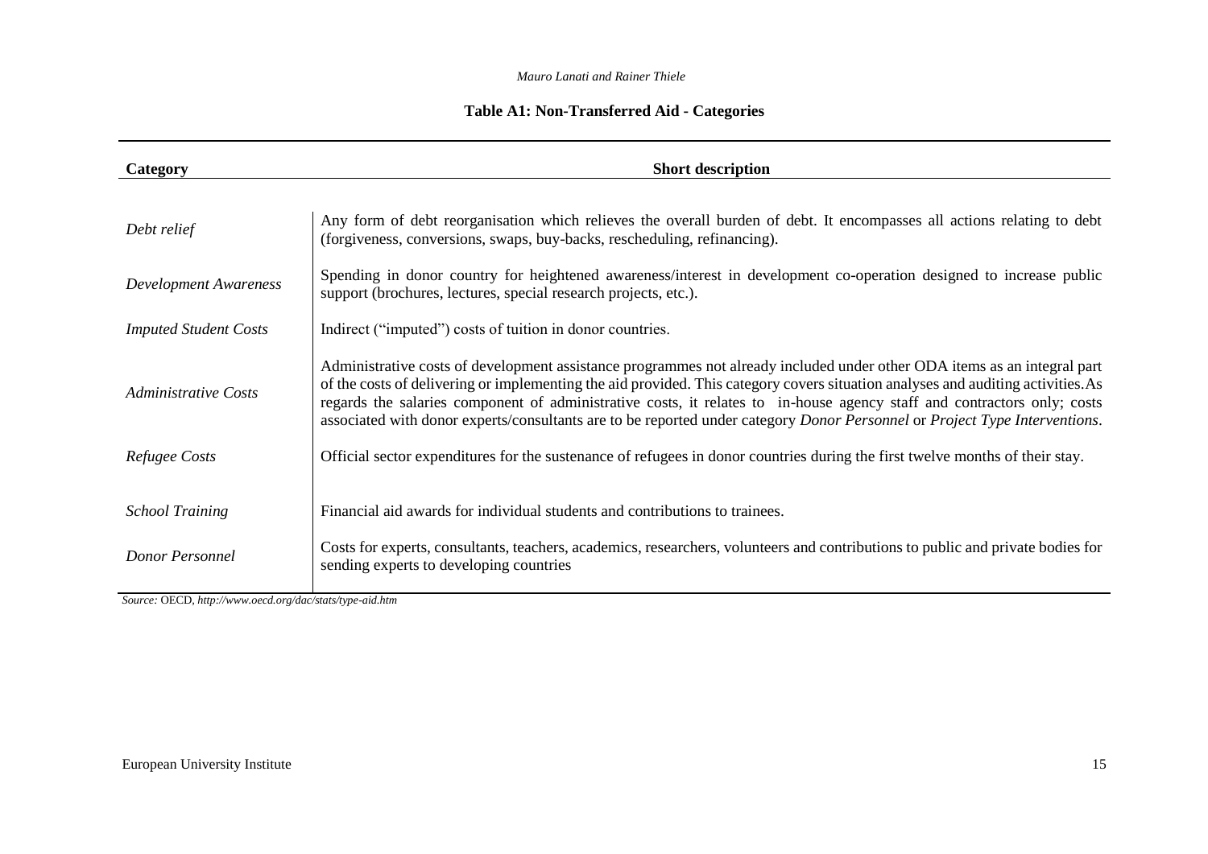**Table A1: Non-Transferred Aid - Categories**

| Category | Short description |
|---|---|
| *Debt relief* | Any form of debt reorganisation which relieves the overall burden of debt. It encompasses all actions relating to debt (forgiveness, conversions, swaps, buy-backs, rescheduling, refinancing). |
| *Development Awareness* | Spending in donor country for heightened awareness/interest in development co-operation designed to increase public support (brochures, lectures, special research projects, etc.). |
| *Imputed Student Costs* | Indirect ("imputed") costs of tuition in donor countries. |
| *Administrative Costs* | Administrative costs of development assistance programmes not already included under other ODA items as an integral part of the costs of delivering or implementing the aid provided. This category covers situation analyses and auditing activities.As regards the salaries component of administrative costs, it relates to in-house agency staff and contractors only; costs associated with donor experts/consultants are to be reported under category *Donor Personnel* or *Project Type Interventions*. |
| *Refugee Costs* | Official sector expenditures for the sustenance of refugees in donor countries during the first twelve months of their stay. |
| *School Training* | Financial aid awards for individual students and contributions to trainees. |
| *Donor Personnel* | Costs for experts, consultants, teachers, academics, researchers, volunteers and contributions to public and private bodies for sending experts to developing countries |

*Source:* OECD, *http://www.oecd.org/dac/stats/type-aid.htm*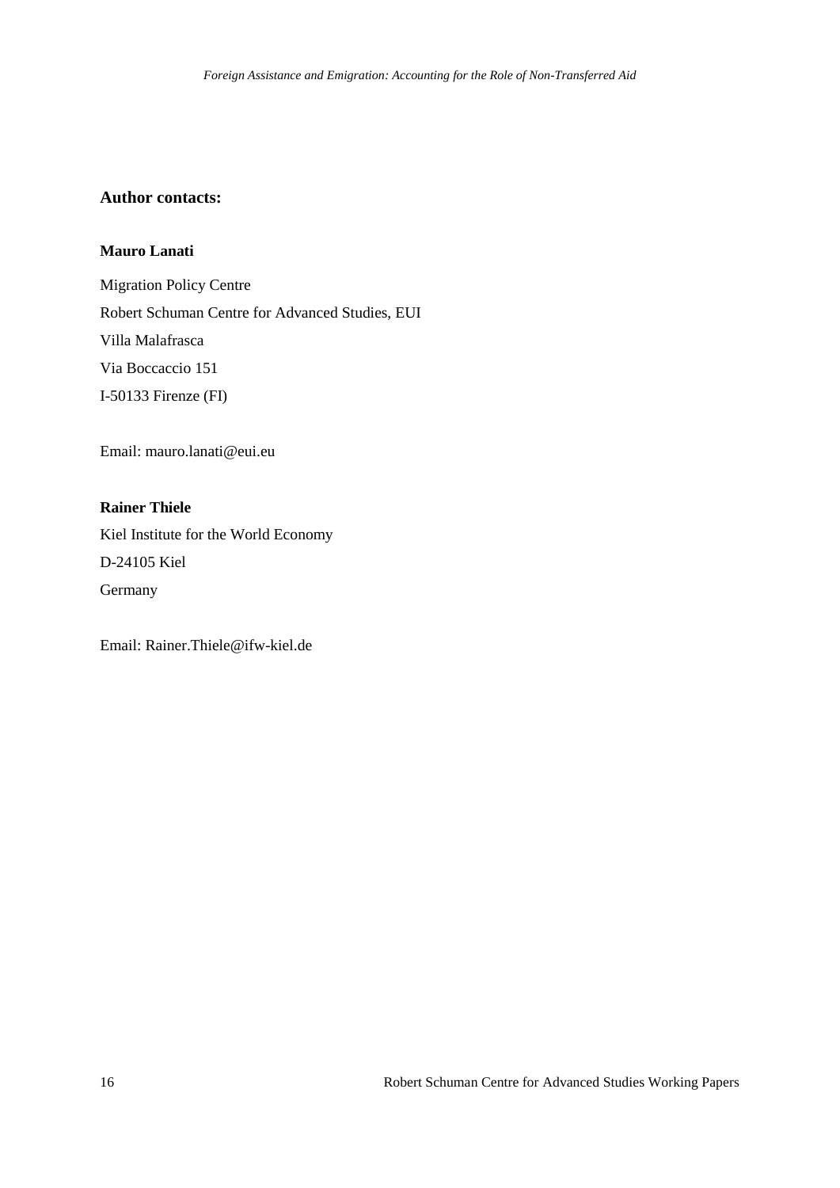### Author contacts:

**Mauro Lanati**

Migration Policy Centre

Robert Schuman Centre for Advanced Studies, EUI

Villa Malafrasca

Via Boccaccio 151

I-50133 Firenze (FI)

Email: mauro.lanati@eui.eu

**Rainer Thiele**

Kiel Institute for the World Economy

D-24105 Kiel

Germany

Email: Rainer.Thiele@ifw-kiel.de